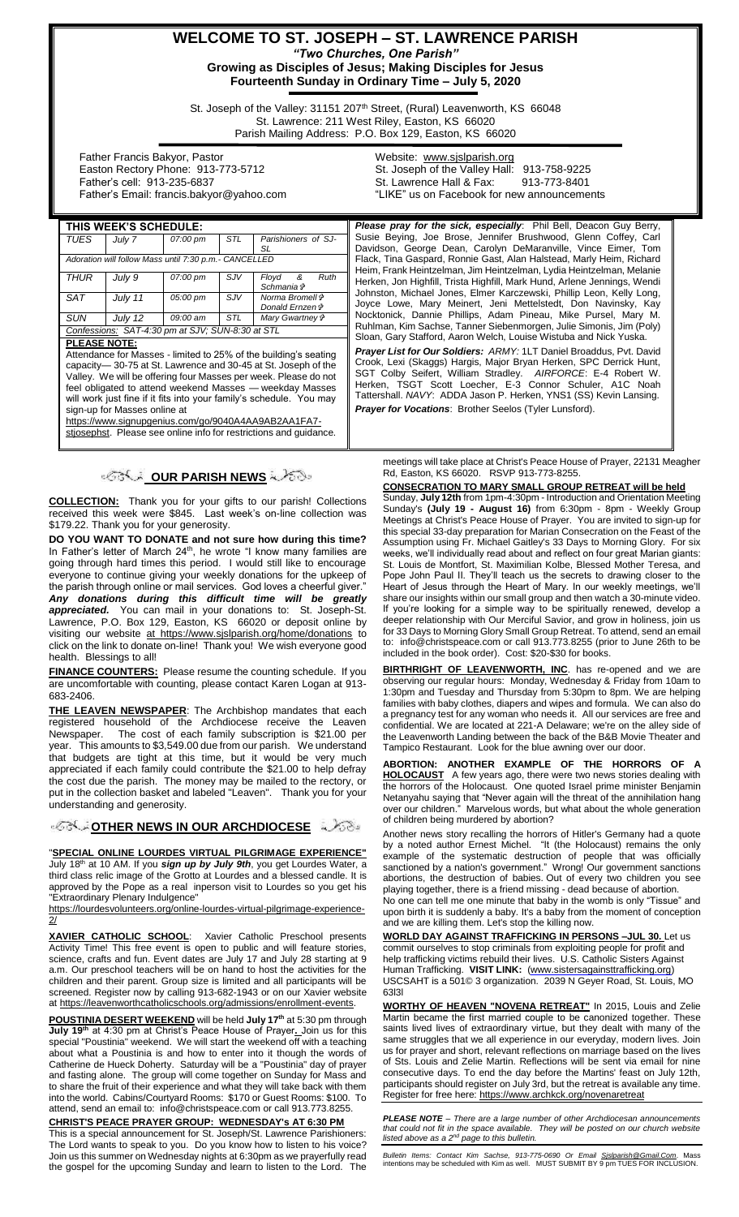# WELCOME TO ST. JOSEPH – ST. LAWRENCE PARISH

***"Two Churches, One Parish"***

**Growing as Disciples of Jesus; Making Disciples for Jesus**

**Fourteenth Sunday in Ordinary Time – July 5, 2020**

St. Joseph of the Valley: 31151 207th Street, (Rural) Leavenworth, KS 66048
St. Lawrence: 211 West Riley, Easton, KS 66020
Parish Mailing Address: P.O. Box 129, Easton, KS 66020

Father Francis Bakyor, Pastor
Easton Rectory Phone: 913-773-5712
Father's cell: 913-235-6837
Father's Email: francis.bakyor@yahoo.com

Website: www.sjslparish.org
St. Joseph of the Valley Hall: 913-758-9225
St. Lawrence Hall & Fax: 913-773-8401
"LIKE" us on Facebook for new announcements

## THIS WEEK'S SCHEDULE:

| | | | | |
|---|---|---|---|---|
| *TUES* | *July 7* | *07:00 pm* | *STL* | *Parishioners of SJ-SL* |
| *Adoration will follow Mass until 7:30 p.m.- CANCELLED* | | | | |
| *THUR* | *July 9* | *07:00 pm* | *SJV* | *Floyd & Ruth Schmania* ✞ |
| *SAT* | *July 11* | *05:00 pm* | *SJV* | *Norma Bromell* ✞ *Donald Ernzen* ✞ |
| *SUN* | *July 12* | *09:00 am* | *STL* | *Mary Gwartney* ✞ |
| *Confessions: SAT-4:30 pm at SJV; SUN-8:30 at STL* | | | | |

**PLEASE NOTE:**

Attendance for Masses - limited to 25% of the building's seating capacity— 30-75 at St. Lawrence and 30-45 at St. Joseph of the Valley. We will be offering four Masses per week. Please do not feel obligated to attend weekend Masses — weekday Masses will work just fine if it fits into your family's schedule. You may sign-up for Masses online at https://www.signupgenius.com/go/9040A4AA9AB2AA1FA7-stjosephst. Please see online info for restrictions and guidance.

***Please pray for the sick, especially***: Phil Bell, Deacon Guy Berry, Susie Beying, Joe Brose, Jennifer Brushwood, Glenn Coffey, Carl Davidson, George Dean, Carolyn DeMaranville, Vince Eimer, Tom Flack, Tina Gaspard, Ronnie Gast, Alan Halstead, Marly Heim, Richard Heim, Frank Heintzelman, Jim Heintzelman, Lydia Heintzelman, Melanie Herken, Jon Highfill, Trista Highfill, Mark Hund, Arlene Jennings, Wendi Johnston, Michael Jones, Elmer Karczewski, Phillip Leon, Kelly Long, Joyce Lowe, Mary Meinert, Jeni Mettelstedt, Don Navinsky, Kay Nocktonick, Dannie Phillips, Adam Pineau, Mike Pursel, Mary M. Ruhlman, Kim Sachse, Tanner Siebenmorgen, Julie Simonis, Jim (Poly) Sloan, Gary Stafford, Aaron Welch, Louise Wistuba and Nick Yuska.

***Prayer List for Our Soldiers:*** *ARMY*: 1LT Daniel Broaddus, Pvt. David Crook, Lexi (Skaggs) Hargis, Major Bryan Herken, SPC Derrick Hunt, SGT Colby Seifert, William Stradley. *AIRFORCE*: E-4 Robert W. Herken, TSGT Scott Loecher, E-3 Connor Schuler, A1C Noah Tattershall. *NAVY*: ADDA Jason P. Herken, YNS1 (SS) Kevin Lansing.

***Prayer for Vocations***: Brother Seelos (Tyler Lunsford).

## OUR PARISH NEWS

**COLLECTION:** Thank you for your gifts to our parish! Collections received this week were $845. Last week's on-line collection was $179.22. Thank you for your generosity.

**DO YOU WANT TO DONATE and not sure how during this time?** In Father's letter of March 24th, he wrote "I know many families are going through hard times this period. I would still like to encourage everyone to continue giving your weekly donations for the upkeep of the parish through online or mail services. God loves a cheerful giver." ***Any donations during this difficult time will be greatly appreciated.*** You can mail in your donations to: St. Joseph-St. Lawrence, P.O. Box 129, Easton, KS 66020 or deposit online by visiting our website at https://www.sjslparish.org/home/donations to click on the link to donate on-line! Thank you! We wish everyone good health. Blessings to all!

**FINANCE COUNTERS:** Please resume the counting schedule. If you are uncomfortable with counting, please contact Karen Logan at 913-683-2406.

**THE LEAVEN NEWSPAPER**: The Archbishop mandates that each registered household of the Archdiocese receive the Leaven Newspaper. The cost of each family subscription is $21.00 per year. This amounts to $3,549.00 due from our parish. We understand that budgets are tight at this time, but it would be very much appreciated if each family could contribute the $21.00 to help defray the cost due the parish. The money may be mailed to the rectory, or put in the collection basket and labeled "Leaven". Thank you for your understanding and generosity.

## OTHER NEWS IN OUR ARCHDIOCESE

"**SPECIAL ONLINE LOURDES VIRTUAL PILGRIMAGE EXPERIENCE"** July 18th at 10 AM. If you ***sign up by July 9th***, you get Lourdes Water, a third class relic image of the Grotto at Lourdes and a blessed candle. It is approved by the Pope as a real inperson visit to Lourdes so you get his "Extraordinary Plenary Indulgence"

https://lourdesvolunteers.org/online-lourdes-virtual-pilgrimage-experience-2/

**XAVIER CATHOLIC SCHOOL**: Xavier Catholic Preschool presents Activity Time! This free event is open to public and will feature stories, science, crafts and fun. Event dates are July 17 and July 28 starting at 9 a.m. Our preschool teachers will be on hand to host the activities for the children and their parent. Group size is limited and all participants will be screened. Register now by calling 913-682-1943 or on our Xavier website at https://leavenworthcatholicschools.org/admissions/enrollment-events.

**POUSTINIA DESERT WEEKEND** will be held **July 17th** at 5:30 pm through **July 19th** at 4:30 pm at Christ's Peace House of Prayer. Join us for this special "Poustinia" weekend. We will start the weekend off with a teaching about what a Poustinia is and how to enter into it though the words of Catherine de Hueck Doherty. Saturday will be a "Poustinia" day of prayer and fasting alone. The group will come together on Sunday for Mass and to share the fruit of their experience and what they will take back with them into the world. Cabins/Courtyard Rooms: $170 or Guest Rooms: $100. To attend, send an email to: info@christspeace.com or call 913.773.8255.

**CHRIST'S PEACE PRAYER GROUP: WEDNESDAY's AT 6:30 PM**

This is a special announcement for St. Joseph/St. Lawrence Parishioners: The Lord wants to speak to you. Do you know how to listen to his voice? Join us this summer on Wednesday nights at 6:30pm as we prayerfully read the gospel for the upcoming Sunday and learn to listen to the Lord. The meetings will take place at Christ's Peace House of Prayer, 22131 Meagher Rd, Easton, KS 66020. RSVP 913-773-8255.

**CONSECRATION TO MARY SMALL GROUP RETREAT will be held** Sunday, **July 12th** from 1pm-4:30pm - Introduction and Orientation Meeting Sunday's **(July 19 - August 16)** from 6:30pm - 8pm - Weekly Group Meetings at Christ's Peace House of Prayer. You are invited to sign-up for this special 33-day preparation for Marian Consecration on the Feast of the Assumption using Fr. Michael Gaitley's 33 Days to Morning Glory. For six weeks, we'll individually read about and reflect on four great Marian giants: St. Louis de Montfort, St. Maximilian Kolbe, Blessed Mother Teresa, and Pope John Paul II. They'll teach us the secrets to drawing closer to the Heart of Jesus through the Heart of Mary. In our weekly meetings, we'll share our insights within our small group and then watch a 30-minute video. If you're looking for a simple way to be spiritually renewed, develop a deeper relationship with Our Merciful Savior, and grow in holiness, join us for 33 Days to Morning Glory Small Group Retreat. To attend, send an email to: info@christspeace.com or call 913.773.8255 (prior to June 26th to be included in the book order). Cost: $20-$30 for books.

**BIRTHRIGHT OF LEAVENWORTH, INC**. has re-opened and we are observing our regular hours: Monday, Wednesday & Friday from 10am to 1:30pm and Tuesday and Thursday from 5:30pm to 8pm. We are helping families with baby clothes, diapers and wipes and formula. We can also do a pregnancy test for any woman who needs it. All our services are free and confidential. We are located at 221-A Delaware; we're on the alley side of the Leavenworth Landing between the back of the B&B Movie Theater and Tampico Restaurant. Look for the blue awning over our door.

**ABORTION: ANOTHER EXAMPLE OF THE HORRORS OF A HOLOCAUST** A few years ago, there were two news stories dealing with the horrors of the Holocaust. One quoted Israel prime minister Benjamin Netanyahu saying that "Never again will the threat of the annihilation hang over our children." Marvelous words, but what about the whole generation of children being murdered by abortion?

Another news story recalling the horrors of Hitler's Germany had a quote by a noted author Ernest Michel. "It (the Holocaust) remains the only example of the systematic destruction of people that was officially sanctioned by a nation's government." Wrong! Our government sanctions abortions, the destruction of babies. Out of every two children you see playing together, there is a friend missing - dead because of abortion.

No one can tell me one minute that baby in the womb is only "Tissue" and upon birth it is suddenly a baby. It's a baby from the moment of conception and we are killing them. Let's stop the killing now.

**WORLD DAY AGAINST TRAFFICKING IN PERSONS –JUL 30.** Let us commit ourselves to stop criminals from exploiting people for profit and help trafficking victims rebuild their lives. U.S. Catholic Sisters Against Human Trafficking. **VISIT LINK:** (www.sistersagainsttrafficking.org) USCSAHT is a 501© 3 organization. 2039 N Geyer Road, St. Louis, MO 63l3l

**WORTHY OF HEAVEN "NOVENA RETREAT"** In 2015, Louis and Zelie Martin became the first married couple to be canonized together. These saints lived lives of extraordinary virtue, but they dealt with many of the same struggles that we all experience in our everyday, modern lives. Join us for prayer and short, relevant reflections on marriage based on the lives of Sts. Louis and Zelie Martin. Reflections will be sent via email for nine consecutive days. To end the day before the Martins' feast on July 12th, participants should register on July 3rd, but the retreat is available any time. Register for free here: https://www.archkck.org/novenaretreat

***PLEASE NOTE** – There are a large number of other Archdiocesan announcements that could not fit in the space available. They will be posted on our church website listed above as a 2nd page to this bulletin.*

*Bulletin Items: Contact Kim Sachse, 913-775-0690 Or Email Sjslparish@Gmail.Com*. Mass intentions may be scheduled with Kim as well. MUST SUBMIT BY 9 pm TUES FOR INCLUSION.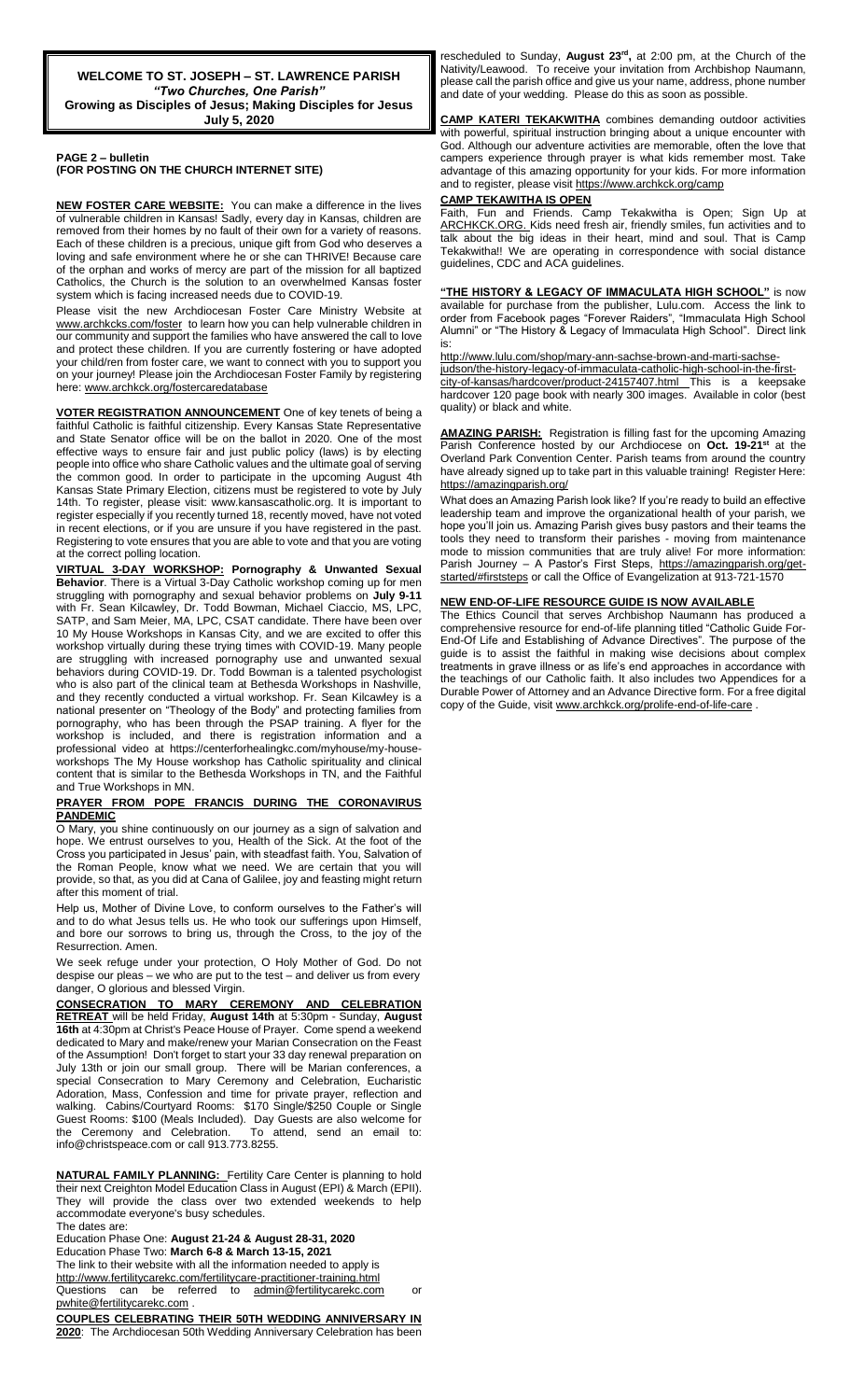**WELCOME TO ST. JOSEPH – ST. LAWRENCE PARISH**
***"Two Churches, One Parish"***
**Growing as Disciples of Jesus; Making Disciples for Jesus**
**July 5, 2020**

**PAGE 2 – bulletin**
**(FOR POSTING ON THE CHURCH INTERNET SITE)**

**NEW FOSTER CARE WEBSITE:** You can make a difference in the lives of vulnerable children in Kansas! Sadly, every day in Kansas, children are removed from their homes by no fault of their own for a variety of reasons. Each of these children is a precious, unique gift from God who deserves a loving and safe environment where he or she can THRIVE! Because care of the orphan and works of mercy are part of the mission for all baptized Catholics, the Church is the solution to an overwhelmed Kansas foster system which is facing increased needs due to COVID-19.

Please visit the new Archdiocesan Foster Care Ministry Website at www.archkcs.com/foster to learn how you can help vulnerable children in our community and support the families who have answered the call to love and protect these children. If you are currently fostering or have adopted your child/ren from foster care, we want to connect with you to support you on your journey! Please join the Archdiocesan Foster Family by registering here: www.archkck.org/fostercaredatabase

**VOTER REGISTRATION ANNOUNCEMENT** One of key tenets of being a faithful Catholic is faithful citizenship. Every Kansas State Representative and State Senator office will be on the ballot in 2020. One of the most effective ways to ensure fair and just public policy (laws) is by electing people into office who share Catholic values and the ultimate goal of serving the common good. In order to participate in the upcoming August 4th Kansas State Primary Election, citizens must be registered to vote by July 14th. To register, please visit: www.kansascatholic.org. It is important to register especially if you recently turned 18, recently moved, have not voted in recent elections, or if you are unsure if you have registered in the past. Registering to vote ensures that you are able to vote and that you are voting at the correct polling location.

**VIRTUAL 3-DAY WORKSHOP: Pornography & Unwanted Sexual Behavior**. There is a Virtual 3-Day Catholic workshop coming up for men struggling with pornography and sexual behavior problems on **July 9-11** with Fr. Sean Kilcawley, Dr. Todd Bowman, Michael Ciaccio, MS, LPC, SATP, and Sam Meier, MA, LPC, CSAT candidate. There have been over 10 My House Workshops in Kansas City, and we are excited to offer this workshop virtually during these trying times with COVID-19. Many people are struggling with increased pornography use and unwanted sexual behaviors during COVID-19. Dr. Todd Bowman is a talented psychologist who is also part of the clinical team at Bethesda Workshops in Nashville, and they recently conducted a virtual workshop. Fr. Sean Kilcawley is a national presenter on "Theology of the Body" and protecting families from pornography, who has been through the PSAP training. A flyer for the workshop is included, and there is registration information and a professional video at https://centerforhealingkc.com/myhouse/my-house-workshops The My House workshop has Catholic spirituality and clinical content that is similar to the Bethesda Workshops in TN, and the Faithful and True Workshops in MN.

**PRAYER FROM POPE FRANCIS DURING THE CORONAVIRUS PANDEMIC**

O Mary, you shine continuously on our journey as a sign of salvation and hope. We entrust ourselves to you, Health of the Sick. At the foot of the Cross you participated in Jesus' pain, with steadfast faith. You, Salvation of the Roman People, know what we need. We are certain that you will provide, so that, as you did at Cana of Galilee, joy and feasting might return after this moment of trial.

Help us, Mother of Divine Love, to conform ourselves to the Father's will and to do what Jesus tells us. He who took our sufferings upon Himself, and bore our sorrows to bring us, through the Cross, to the joy of the Resurrection. Amen.

We seek refuge under your protection, O Holy Mother of God. Do not despise our pleas – we who are put to the test – and deliver us from every danger, O glorious and blessed Virgin.

**CONSECRATION TO MARY CEREMONY AND CELEBRATION RETREAT** will be held Friday, **August 14th** at 5:30pm - Sunday, **August 16th** at 4:30pm at Christ's Peace House of Prayer. Come spend a weekend dedicated to Mary and make/renew your Marian Consecration on the Feast of the Assumption! Don't forget to start your 33 day renewal preparation on July 13th or join our small group. There will be Marian conferences, a special Consecration to Mary Ceremony and Celebration, Eucharistic Adoration, Mass, Confession and time for private prayer, reflection and walking. Cabins/Courtyard Rooms: $170 Single/$250 Couple or Single Guest Rooms: $100 (Meals Included). Day Guests are also welcome for the Ceremony and Celebration. To attend, send an email to: info@christspeace.com or call 913.773.8255.

**NATURAL FAMILY PLANNING:** Fertility Care Center is planning to hold their next Creighton Model Education Class in August (EPI) & March (EPII). They will provide the class over two extended weekends to help accommodate everyone's busy schedules.

The dates are:

Education Phase One: **August 21-24 & August 28-31, 2020**

Education Phase Two: **March 6-8 & March 13-15, 2021**

The link to their website with all the information needed to apply is http://www.fertilitycarekc.com/fertilitycare-practitioner-training.html

Questions can be referred to admin@fertilitycarekc.com or pwhite@fertilitycarekc.com .

**COUPLES CELEBRATING THEIR 50TH WEDDING ANNIVERSARY IN 2020**: The Archdiocesan 50th Wedding Anniversary Celebration has been rescheduled to Sunday, **August 23rd,** at 2:00 pm, at the Church of the Nativity/Leawood. To receive your invitation from Archbishop Naumann, please call the parish office and give us your name, address, phone number and date of your wedding. Please do this as soon as possible.

**CAMP KATERI TEKAKWITHA** combines demanding outdoor activities with powerful, spiritual instruction bringing about a unique encounter with God. Although our adventure activities are memorable, often the love that campers experience through prayer is what kids remember most. Take advantage of this amazing opportunity for your kids. For more information and to register, please visit https://www.archkck.org/camp

**CAMP TEKAWITHA IS OPEN**

Faith, Fun and Friends. Camp Tekakwitha is Open; Sign Up at ARCHKCK.ORG. Kids need fresh air, friendly smiles, fun activities and to talk about the big ideas in their heart, mind and soul. That is Camp Tekakwitha!! We are operating in correspondence with social distance guidelines, CDC and ACA guidelines.

**"THE HISTORY & LEGACY OF IMMACULATA HIGH SCHOOL"** is now available for purchase from the publisher, Lulu.com. Access the link to order from Facebook pages "Forever Raiders", "Immaculata High School Alumni" or "The History & Legacy of Immaculata High School". Direct link is:

http://www.lulu.com/shop/mary-ann-sachse-brown-and-marti-sachse-judson/the-history-legacy-of-immaculata-catholic-high-school-in-the-first-city-of-kansas/hardcover/product-24157407.html This is a keepsake hardcover 120 page book with nearly 300 images. Available in color (best quality) or black and white.

**AMAZING PARISH:** Registration is filling fast for the upcoming Amazing Parish Conference hosted by our Archdiocese on **Oct. 19-21st** at the Overland Park Convention Center. Parish teams from around the country have already signed up to take part in this valuable training! Register Here: https://amazingparish.org/

What does an Amazing Parish look like? If you're ready to build an effective leadership team and improve the organizational health of your parish, we hope you'll join us. Amazing Parish gives busy pastors and their teams the tools they need to transform their parishes - moving from maintenance mode to mission communities that are truly alive! For more information: Parish Journey – A Pastor's First Steps, https://amazingparish.org/get-started/#firststeps or call the Office of Evangelization at 913-721-1570

**NEW END-OF-LIFE RESOURCE GUIDE IS NOW AVAILABLE**

The Ethics Council that serves Archbishop Naumann has produced a comprehensive resource for end-of-life planning titled "Catholic Guide For-End-Of Life and Establishing of Advance Directives". The purpose of the guide is to assist the faithful in making wise decisions about complex treatments in grave illness or as life's end approaches in accordance with the teachings of our Catholic faith. It also includes two Appendices for a Durable Power of Attorney and an Advance Directive form. For a free digital copy of the Guide, visit www.archkck.org/prolife-end-of-life-care .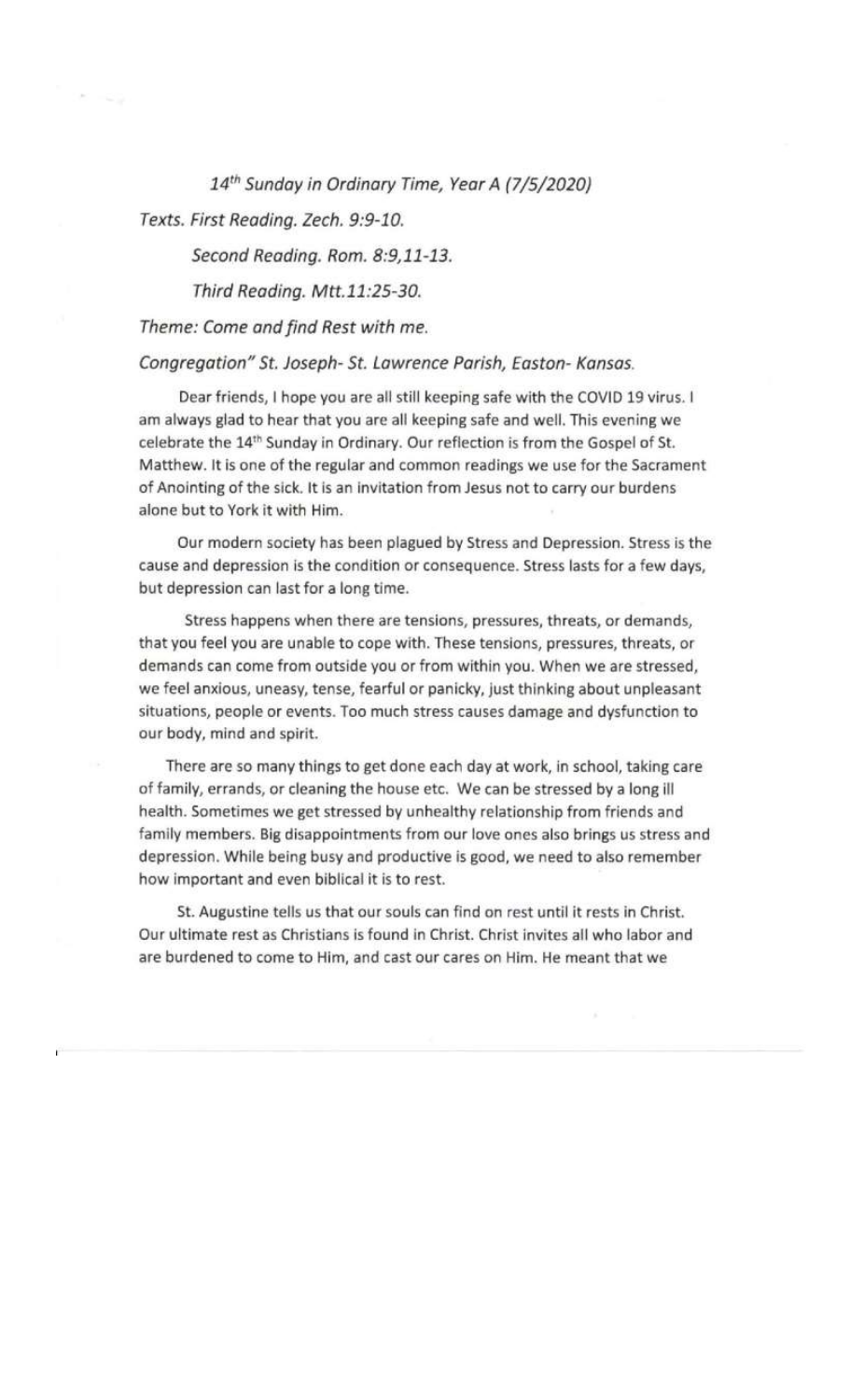*14th Sunday in Ordinary Time, Year A (7/5/2020)*

*Texts. First Reading. Zech. 9:9-10.*

*Second Reading. Rom. 8:9,11-13.*

*Third Reading. Mtt.11:25-30.*

*Theme: Come and find Rest with me.*

*Congregation" St. Joseph- St. Lawrence Parish, Easton- Kansas.*

Dear friends, I hope you are all still keeping safe with the COVID 19 virus. I am always glad to hear that you are all keeping safe and well. This evening we celebrate the 14th Sunday in Ordinary. Our reflection is from the Gospel of St. Matthew. It is one of the regular and common readings we use for the Sacrament of Anointing of the sick. It is an invitation from Jesus not to carry our burdens alone but to York it with Him.

Our modern society has been plagued by Stress and Depression. Stress is the cause and depression is the condition or consequence. Stress lasts for a few days, but depression can last for a long time.

Stress happens when there are tensions, pressures, threats, or demands, that you feel you are unable to cope with. These tensions, pressures, threats, or demands can come from outside you or from within you. When we are stressed, we feel anxious, uneasy, tense, fearful or panicky, just thinking about unpleasant situations, people or events. Too much stress causes damage and dysfunction to our body, mind and spirit.

There are so many things to get done each day at work, in school, taking care of family, errands, or cleaning the house etc. We can be stressed by a long ill health. Sometimes we get stressed by unhealthy relationship from friends and family members. Big disappointments from our love ones also brings us stress and depression. While being busy and productive is good, we need to also remember how important and even biblical it is to rest.

St. Augustine tells us that our souls can find on rest until it rests in Christ. Our ultimate rest as Christians is found in Christ. Christ invites all who labor and are burdened to come to Him, and cast our cares on Him. He meant that we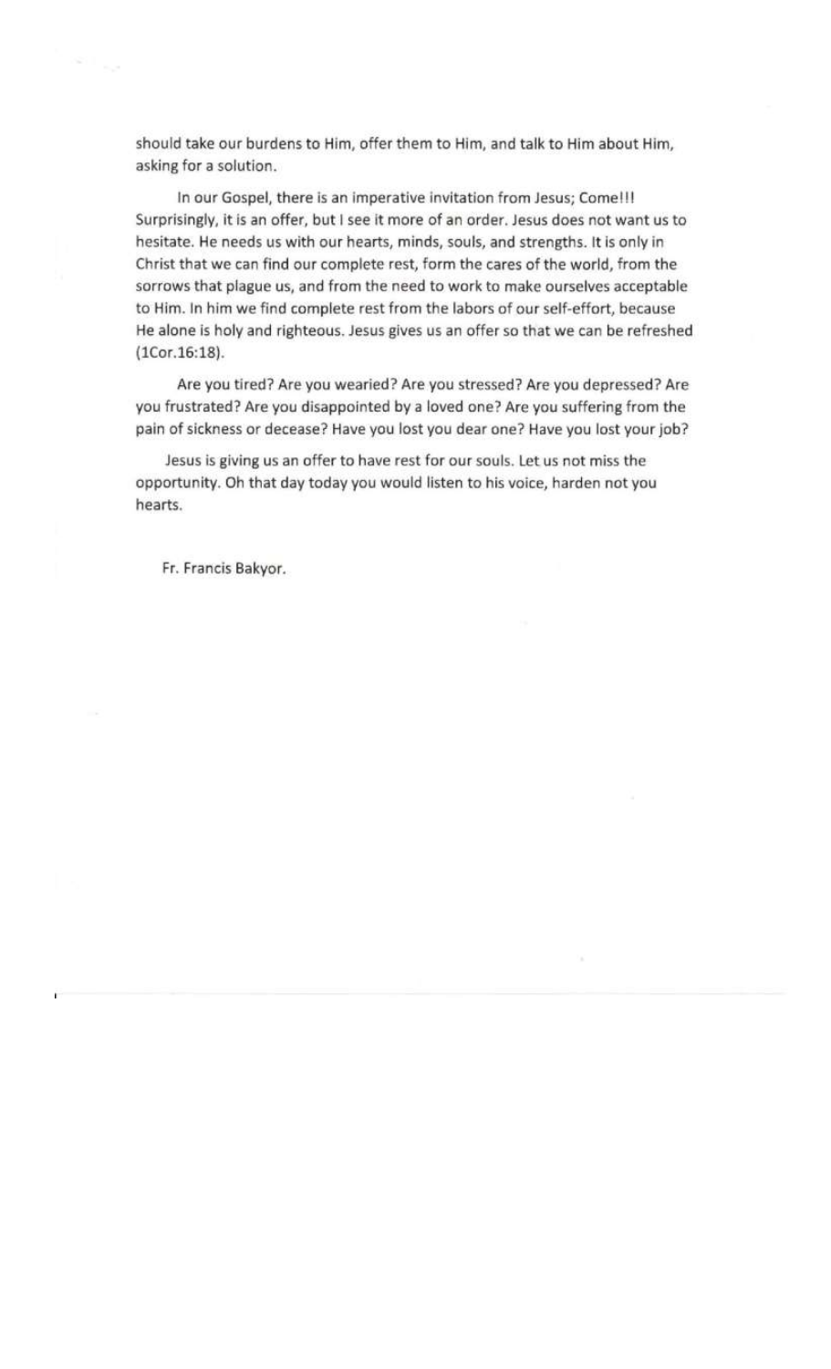should take our burdens to Him, offer them to Him, and talk to Him about Him, asking for a solution.

In our Gospel, there is an imperative invitation from Jesus; Come!!! Surprisingly, it is an offer, but I see it more of an order. Jesus does not want us to hesitate. He needs us with our hearts, minds, souls, and strengths. It is only in Christ that we can find our complete rest, form the cares of the world, from the sorrows that plague us, and from the need to work to make ourselves acceptable to Him. In him we find complete rest from the labors of our self-effort, because He alone is holy and righteous. Jesus gives us an offer so that we can be refreshed (1Cor.16:18).

Are you tired? Are you wearied? Are you stressed? Are you depressed? Are you frustrated? Are you disappointed by a loved one? Are you suffering from the pain of sickness or decease? Have you lost you dear one? Have you lost your job?

Jesus is giving us an offer to have rest for our souls. Let us not miss the opportunity. Oh that day today you would listen to his voice, harden not you hearts.

Fr. Francis Bakyor.